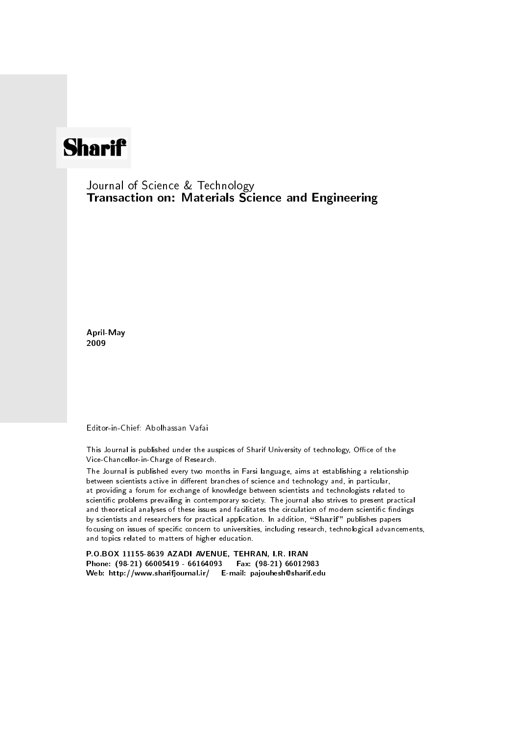# Sharif

Journal of Science & Technology
**Transaction on: Materials Science and Engineering**

**April-May**
**2009**

Editor-in-Chief: Abolhassan Vafai

This Journal is published under the auspices of Sharif University of technology, Office of the Vice-Chancellor-in-Charge of Research.

The Journal is published every two months in Farsi language, aims at establishing a relationship between scientists active in different branches of science and technology and, in particular, at providing a forum for exchange of knowledge between scientists and technologists related to scientific problems prevailing in contemporary society. The journal also strives to present practical and theoretical analyses of these issues and facilitates the circulation of modern scientific findings by scientists and researchers for practical application. In addition, **"Sharif"** publishes papers focusing on issues of specific concern to universities, including research, technological advancements, and topics related to matters of higher education.

**P.O.BOX 11155-8639 AZADI AVENUE, TEHRAN, I.R. IRAN**
**Phone: (98-21) 66005419 - 66164093 Fax: (98-21) 66012983**
**Web: http://www.sharifjournal.ir/ E-mail: pajouhesh@sharif.edu**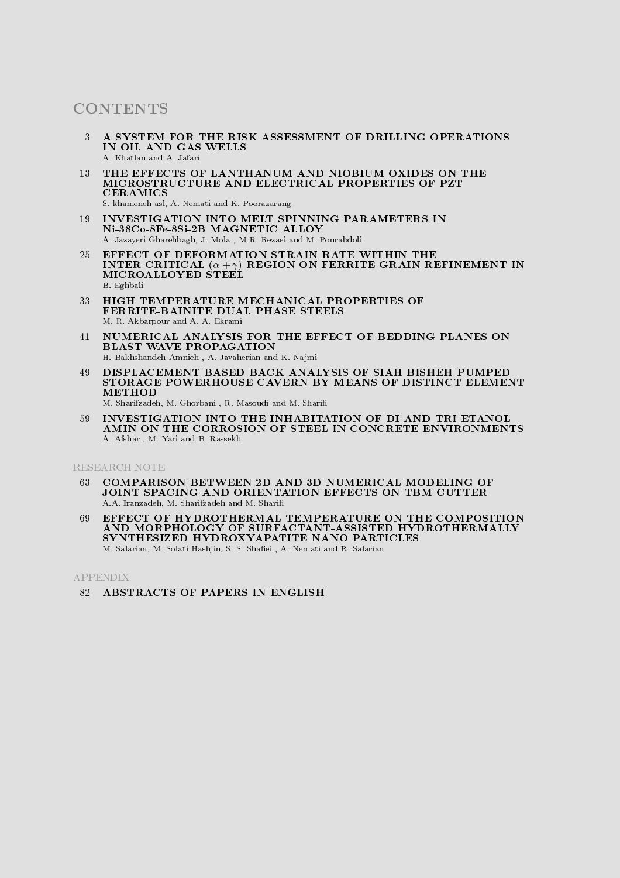# CONTENTS

3 **A SYSTEM FOR THE RISK ASSESSMENT OF DRILLING OPERATIONS IN OIL AND GAS WELLS**
A. Khatlan and A. Jafari

13 **THE EFFECTS OF LANTHANUM AND NIOBIUM OXIDES ON THE MICROSTRUCTURE AND ELECTRICAL PROPERTIES OF PZT CERAMICS**
S. khameneh asl, A. Nemati and K. Poorazarang

19 **INVESTIGATION INTO MELT SPINNING PARAMETERS IN Ni-38Co-8Fe-8Si-2B MAGNETIC ALLOY**
A. Jazayeri Gharehbagh, J. Mola , M.R. Rezaei and M. Pourabdoli

25 **EFFECT OF DEFORMATION STRAIN RATE WITHIN THE INTER-CRITICAL $(\alpha + \gamma)$ REGION ON FERRITE GRAIN REFINEMENT IN MICROALLOYED STEEL**
B. Eghbali

33 **HIGH TEMPERATURE MECHANICAL PROPERTIES OF FERRITE-BAINITE DUAL PHASE STEELS**
M. R. Akbarpour and A. A. Ekrami

41 **NUMERICAL ANALYSIS FOR THE EFFECT OF BEDDING PLANES ON BLAST WAVE PROPAGATION**
H. Bakhshandeh Amnieh , A. Javaherian and K. Najmi

49 **DISPLACEMENT BASED BACK ANALYSIS OF SIAH BISHEH PUMPED STORAGE POWERHOUSE CAVERN BY MEANS OF DISTINCT ELEMENT METHOD**
M. Sharifzadeh, M. Ghorbani , R. Masoudi and M. Sharifi

59 **INVESTIGATION INTO THE INHABITATION OF DI-AND TRI-ETANOL AMIN ON THE CORROSION OF STEEL IN CONCRETE ENVIRONMENTS**
A. Afshar , M. Yari and B. Rassekh

## RESEARCH NOTE

63 **COMPARISON BETWEEN 2D AND 3D NUMERICAL MODELING OF JOINT SPACING AND ORIENTATION EFFECTS ON TBM CUTTER**
A.A. Iranzadeh, M. Sharifzadeh and M. Sharifi

69 **EFFECT OF HYDROTHERMAL TEMPERATURE ON THE COMPOSITION AND MORPHOLOGY OF SURFACTANT-ASSISTED HYDROTHERMALY SYNTHESIZED HYDROXYAPATITE NANO PARTICLES**
M. Salarian, M. Solati-Hashjin, S. S. Shafiei , A. Nemati and R. Salarian

## APPENDIX

82 **ABSTRACTS OF PAPERS IN ENGLISH**